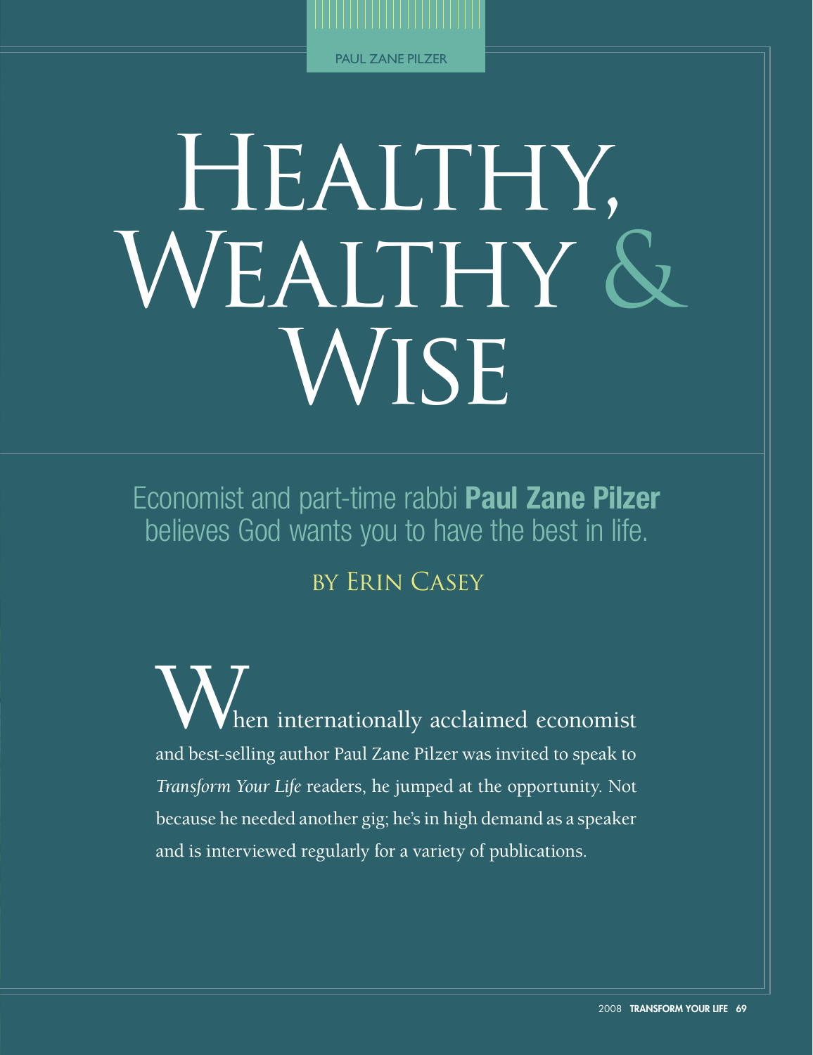# Healthy, Wealthy & Wise

Economist and part-time rabbi **Paul Zane Pilzer** believes God wants you to have the best in life.

By Erin Casey

When internationally acclaimed economist and best-selling author Paul Zane Pilzer was invited to speak to *Transform Your Life* readers, he jumped at the opportunity. Not because he needed another gig; he's in high demand as a speaker and is interviewed regularly for a variety of publications.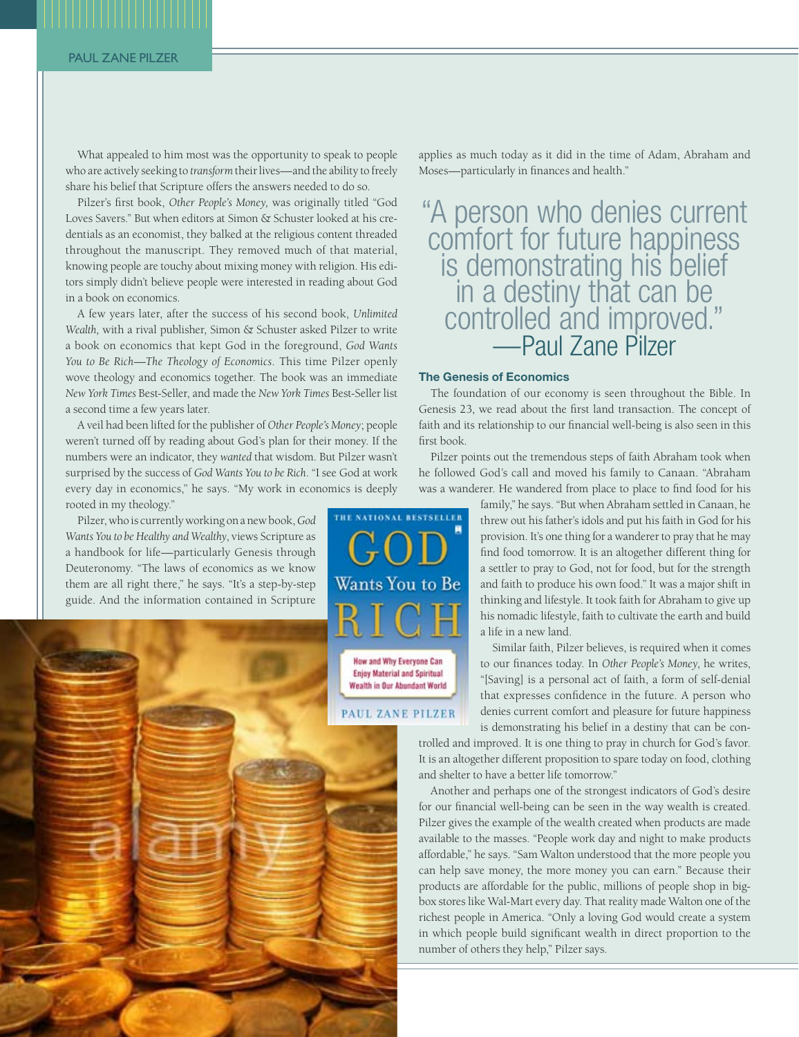What appealed to him most was the opportunity to speak to people who are actively seeking to *transform* their lives—and the ability to freely share his belief that Scripture offers the answers needed to do so.

Pilzer's first book, *Other People's Money,* was originally titled "God Loves Savers." But when editors at Simon & Schuster looked at his credentials as an economist, they balked at the religious content threaded throughout the manuscript. They removed much of that material, knowing people are touchy about mixing money with religion. His editors simply didn't believe people were interested in reading about God in a book on economics.

A few years later, after the success of his second book, *Unlimited Wealth,* with a rival publisher, Simon & Schuster asked Pilzer to write a book on economics that kept God in the foreground, *God Wants You to Be Rich—The Theology of Economics*. This time Pilzer openly wove theology and economics together. The book was an immediate *New York Times* Best-Seller, and made the *New York Times* Best-Seller list a second time a few years later.

A veil had been lifted for the publisher of *Other People's Money*; people weren't turned off by reading about God's plan for their money. If the numbers were an indicator, they *wanted* that wisdom. But Pilzer wasn't surprised by the success of *God Wants You to be Rich*. "I see God at work every day in economics," he says. "My work in economics is deeply rooted in my theology."

Pilzer, who is currently working on a new book, *God Wants You to be Healthy and Wealthy*, views Scripture as a handbook for life—particularly Genesis through Deuteronomy. "The laws of economics as we know them are all right there," he says. "It's a step-by-step guide. And the information contained in Scripture applies as much today as it did in the time of Adam, Abraham and Moses—particularly in finances and health."

> "A person who denies current comfort for future happiness is demonstrating his belief in a destiny that can be controlled and improved."
> —Paul Zane Pilzer

### The Genesis of Economics

The foundation of our economy is seen throughout the Bible. In Genesis 23, we read about the first land transaction. The concept of faith and its relationship to our financial well-being is also seen in this first book.

Pilzer points out the tremendous steps of faith Abraham took when he followed God's call and moved his family to Canaan. "Abraham was a wanderer. He wandered from place to place to find food for his family," he says. "But when Abraham settled in Canaan, he threw out his father's idols and put his faith in God for his provision. It's one thing for a wanderer to pray that he may find food tomorrow. It is an altogether different thing for a settler to pray to God, not for food, but for the strength and faith to produce his own food." It was a major shift in thinking and lifestyle. It took faith for Abraham to give up his nomadic lifestyle, faith to cultivate the earth and build a life in a new land.

Similar faith, Pilzer believes, is required when it comes to our finances today. In *Other People's Money*, he writes, "[Saving] is a personal act of faith, a form of self-denial that expresses confidence in the future. A person who denies current comfort and pleasure for future happiness is demonstrating his belief in a destiny that can be controlled and improved. It is one thing to pray in church for God's favor. It is an altogether different proposition to spare today on food, clothing and shelter to have a better life tomorrow."

Another and perhaps one of the strongest indicators of God's desire for our financial well-being can be seen in the way wealth is created. Pilzer gives the example of the wealth created when products are made available to the masses. "People work day and night to make products affordable," he says. "Sam Walton understood that the more people you can help save money, the more money you can earn." Because their products are affordable for the public, millions of people shop in big-box stores like Wal-Mart every day. That reality made Walton one of the richest people in America. "Only a loving God would create a system in which people build significant wealth in direct proportion to the number of others they help," Pilzer says.

THE NATIONAL BESTSELLER
GOD Wants You to Be RICH
How and Why Everyone Can Enjoy Material and Spiritual Wealth in Our Abundant World
PAUL ZANE PILZER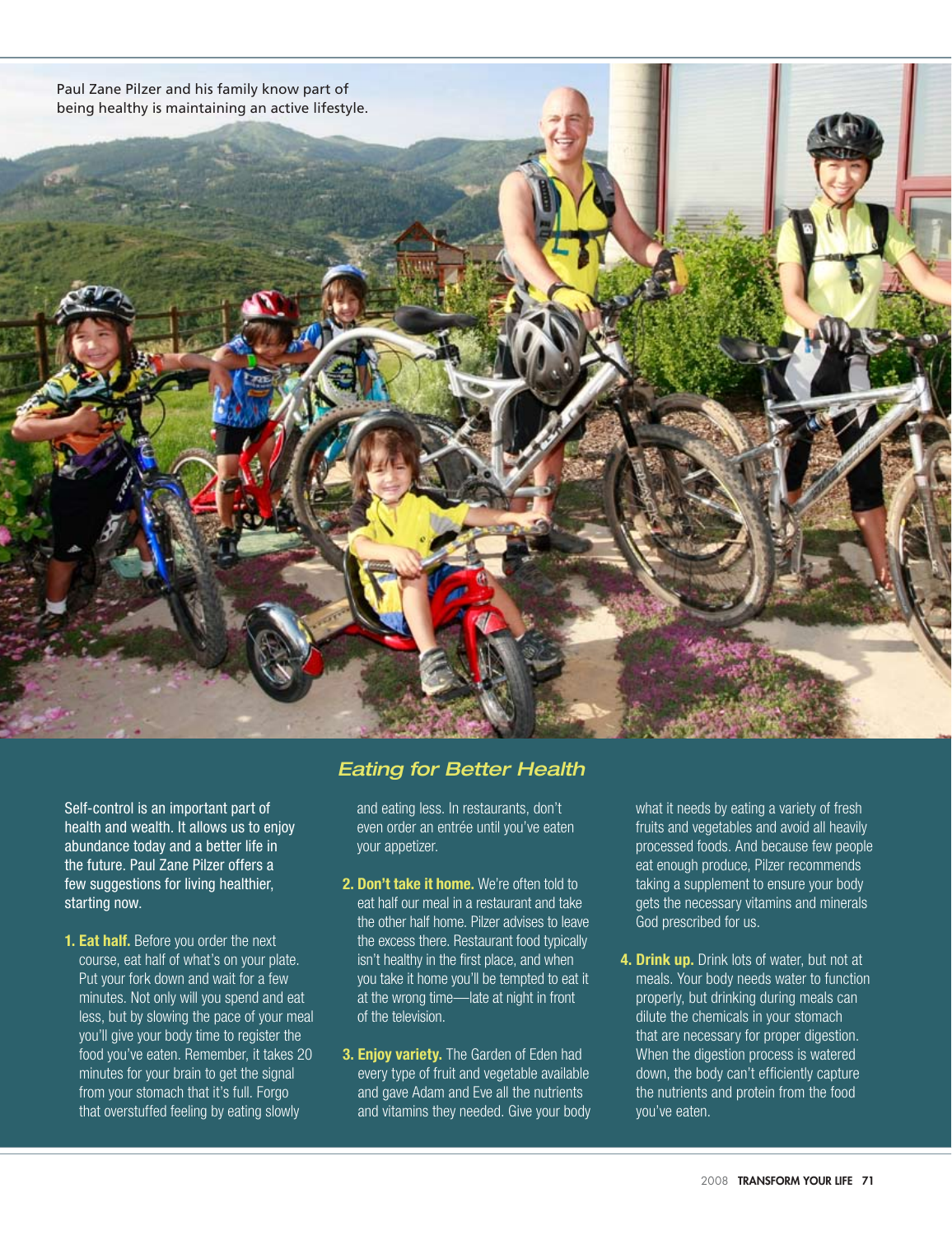Paul Zane Pilzer and his family know part of being healthy is maintaining an active lifestyle.

## *Eating for Better Health*

Self-control is an important part of health and wealth. It allows us to enjoy abundance today and a better life in the future. Paul Zane Pilzer offers a few suggestions for living healthier, starting now.

1. **Eat half.** Before you order the next course, eat half of what's on your plate. Put your fork down and wait for a few minutes. Not only will you spend and eat less, but by slowing the pace of your meal you'll give your body time to register the food you've eaten. Remember, it takes 20 minutes for your brain to get the signal from your stomach that it's full. Forgo that overstuffed feeling by eating slowly and eating less. In restaurants, don't even order an entrée until you've eaten your appetizer.

2. **Don't take it home.** We're often told to eat half our meal in a restaurant and take the other half home. Pilzer advises to leave the excess there. Restaurant food typically isn't healthy in the first place, and when you take it home you'll be tempted to eat it at the wrong time—late at night in front of the television.

3. **Enjoy variety.** The Garden of Eden had every type of fruit and vegetable available and gave Adam and Eve all the nutrients and vitamins they needed. Give your body what it needs by eating a variety of fresh fruits and vegetables and avoid all heavily processed foods. And because few people eat enough produce, Pilzer recommends taking a supplement to ensure your body gets the necessary vitamins and minerals God prescribed for us.

4. **Drink up.** Drink lots of water, but not at meals. Your body needs water to function properly, but drinking during meals can dilute the chemicals in your stomach that are necessary for proper digestion. When the digestion process is watered down, the body can't efficiently capture the nutrients and protein from the food you've eaten.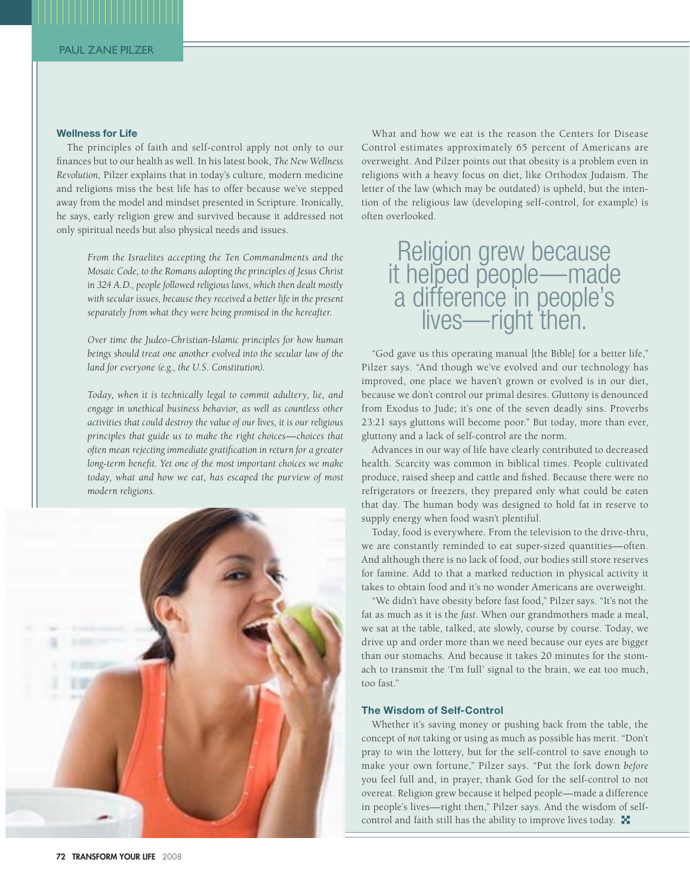### Wellness for Life

The principles of faith and self-control apply not only to our finances but to our health as well. In his latest book, *The New Wellness Revolution,* Pilzer explains that in today's culture, modern medicine and religions miss the best life has to offer because we've stepped away from the model and mindset presented in Scripture. Ironically, he says, early religion grew and survived because it addressed not only spiritual needs but also physical needs and issues.

> *From the Israelites accepting the Ten Commandments and the Mosaic Code, to the Romans adopting the principles of Jesus Christ in 324 A.D., people followed religious laws, which then dealt mostly with secular issues, because they received a better life in the present separately from what they were being promised in the hereafter.*
>
> *Over time the Judeo-Christian-Islamic principles for how human beings should treat one another evolved into the secular law of the land for everyone (e.g., the U.S. Constitution).*
>
> *Today, when it is technically legal to commit adultery, lie, and engage in unethical business behavior, as well as countless other activities that could destroy the value of our lives, it is our religious principles that guide us to make the right choices—choices that often mean rejecting immediate gratification in return for a greater long-term benefit. Yet one of the most important choices we make today, what and how we eat, has escaped the purview of most modern religions.*

What and how we eat is the reason the Centers for Disease Control estimates approximately 65 percent of Americans are overweight. And Pilzer points out that obesity is a problem even in religions with a heavy focus on diet, like Orthodox Judaism. The letter of the law (which may be outdated) is upheld, but the intention of the religious law (developing self-control, for example) is often overlooked.

> Religion grew because it helped people—made a difference in people's lives—right then.

"God gave us this operating manual [the Bible] for a better life," Pilzer says. "And though we've evolved and our technology has improved, one place we haven't grown or evolved is in our diet, because we don't control our primal desires. Gluttony is denounced from Exodus to Jude; it's one of the seven deadly sins. Proverbs 23:21 says gluttons will become poor." But today, more than ever, gluttony and a lack of self-control are the norm.

Advances in our way of life have clearly contributed to decreased health. Scarcity was common in biblical times. People cultivated produce, raised sheep and cattle and fished. Because there were no refrigerators or freezers, they prepared only what could be eaten that day. The human body was designed to hold fat in reserve to supply energy when food wasn't plentiful.

Today, food is everywhere. From the television to the drive-thru, we are constantly reminded to eat super-sized quantities—often. And although there is no lack of food, our bodies still store reserves for famine. Add to that a marked reduction in physical activity it takes to obtain food and it's no wonder Americans are overweight.

"We didn't have obesity before fast food," Pilzer says. "It's not the fat as much as it is the *fast*. When our grandmothers made a meal, we sat at the table, talked, ate slowly, course by course. Today, we drive up and order more than we need because our eyes are bigger than our stomachs. And because it takes 20 minutes for the stomach to transmit the 'I'm full' signal to the brain, we eat too much, too fast."

### The Wisdom of Self-Control

Whether it's saving money or pushing back from the table, the concept of *not* taking or using as much as possible has merit. "Don't pray to win the lottery, but for the self-control to save enough to make your own fortune," Pilzer says. "Put the fork down *before* you feel full and, in prayer, thank God for the self-control to not overeat. Religion grew because it helped people—made a difference in people's lives—right then," Pilzer says. And the wisdom of self-control and faith still has the ability to improve lives today.